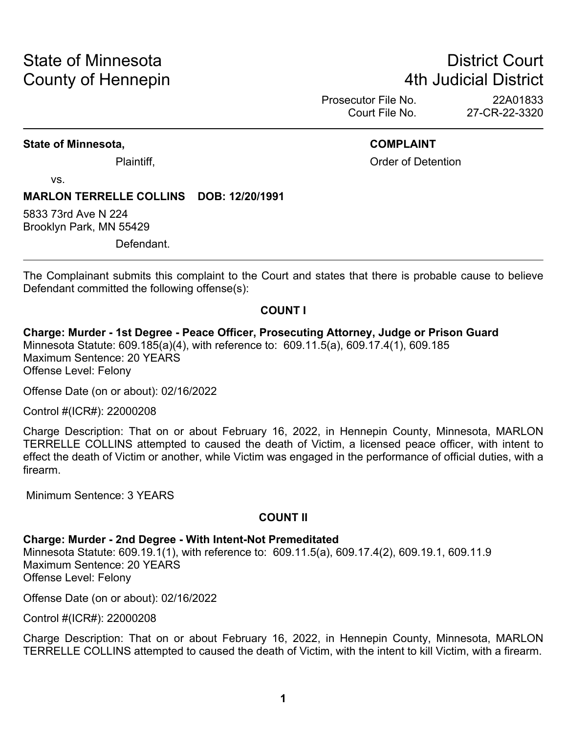State of Minnesota
County of Hennepin

District Court
4th Judicial District

Prosecutor File No. 22A01833
Court File No. 27-CR-22-3320

---

**State of Minnesota,**

Plaintiff,

vs.

**MARLON TERRELLE COLLINS DOB: 12/20/1991**

5833 73rd Ave N 224
Brooklyn Park, MN 55429

Defendant.

**COMPLAINT**

Order of Detention

---

The Complainant submits this complaint to the Court and states that there is probable cause to believe Defendant committed the following offense(s):

**COUNT I**

**Charge: Murder - 1st Degree - Peace Officer, Prosecuting Attorney, Judge or Prison Guard**
Minnesota Statute: 609.185(a)(4), with reference to: 609.11.5(a), 609.17.4(1), 609.185
Maximum Sentence: 20 YEARS
Offense Level: Felony

Offense Date (on or about): 02/16/2022

Control #(ICR#): 22000208

Charge Description: That on or about February 16, 2022, in Hennepin County, Minnesota, MARLON TERRELLE COLLINS attempted to caused the death of Victim, a licensed peace officer, with intent to effect the death of Victim or another, while Victim was engaged in the performance of official duties, with a firearm.

Minimum Sentence: 3 YEARS

**COUNT II**

**Charge: Murder - 2nd Degree - With Intent-Not Premeditated**
Minnesota Statute: 609.19.1(1), with reference to: 609.11.5(a), 609.17.4(2), 609.19.1, 609.11.9
Maximum Sentence: 20 YEARS
Offense Level: Felony

Offense Date (on or about): 02/16/2022

Control #(ICR#): 22000208

Charge Description: That on or about February 16, 2022, in Hennepin County, Minnesota, MARLON TERRELLE COLLINS attempted to caused the death of Victim, with the intent to kill Victim, with a firearm.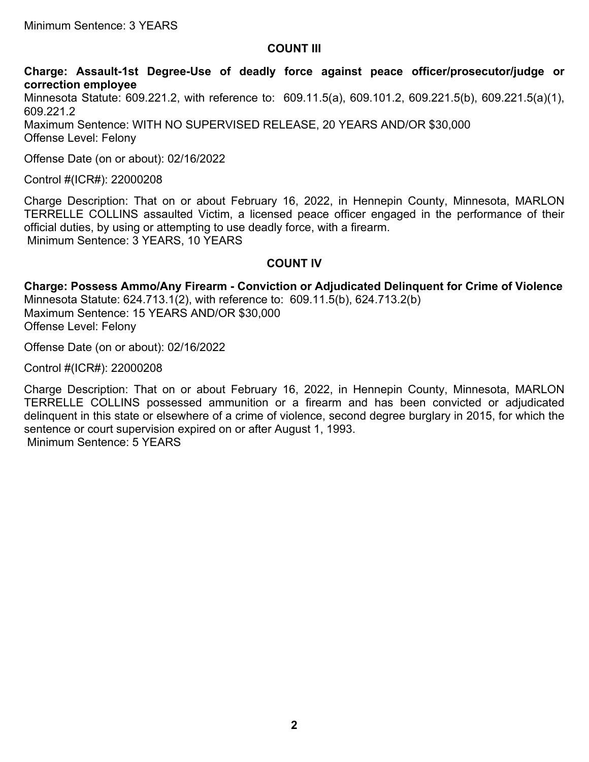Minimum Sentence: 3 YEARS

## COUNT III

**Charge: Assault-1st Degree-Use of deadly force against peace officer/prosecutor/judge or correction employee**

Minnesota Statute: 609.221.2, with reference to: 609.11.5(a), 609.101.2, 609.221.5(b), 609.221.5(a)(1), 609.221.2

Maximum Sentence: WITH NO SUPERVISED RELEASE, 20 YEARS AND/OR $30,000

Offense Level: Felony

Offense Date (on or about): 02/16/2022

Control #(ICR#): 22000208

Charge Description: That on or about February 16, 2022, in Hennepin County, Minnesota, MARLON TERRELLE COLLINS assaulted Victim, a licensed peace officer engaged in the performance of their official duties, by using or attempting to use deadly force, with a firearm.

Minimum Sentence: 3 YEARS, 10 YEARS

## COUNT IV

**Charge: Possess Ammo/Any Firearm - Conviction or Adjudicated Delinquent for Crime of Violence**

Minnesota Statute: 624.713.1(2), with reference to: 609.11.5(b), 624.713.2(b)

Maximum Sentence: 15 YEARS AND/OR $30,000

Offense Level: Felony

Offense Date (on or about): 02/16/2022

Control #(ICR#): 22000208

Charge Description: That on or about February 16, 2022, in Hennepin County, Minnesota, MARLON TERRELLE COLLINS possessed ammunition or a firearm and has been convicted or adjudicated delinquent in this state or elsewhere of a crime of violence, second degree burglary in 2015, for which the sentence or court supervision expired on or after August 1, 1993.

Minimum Sentence: 5 YEARS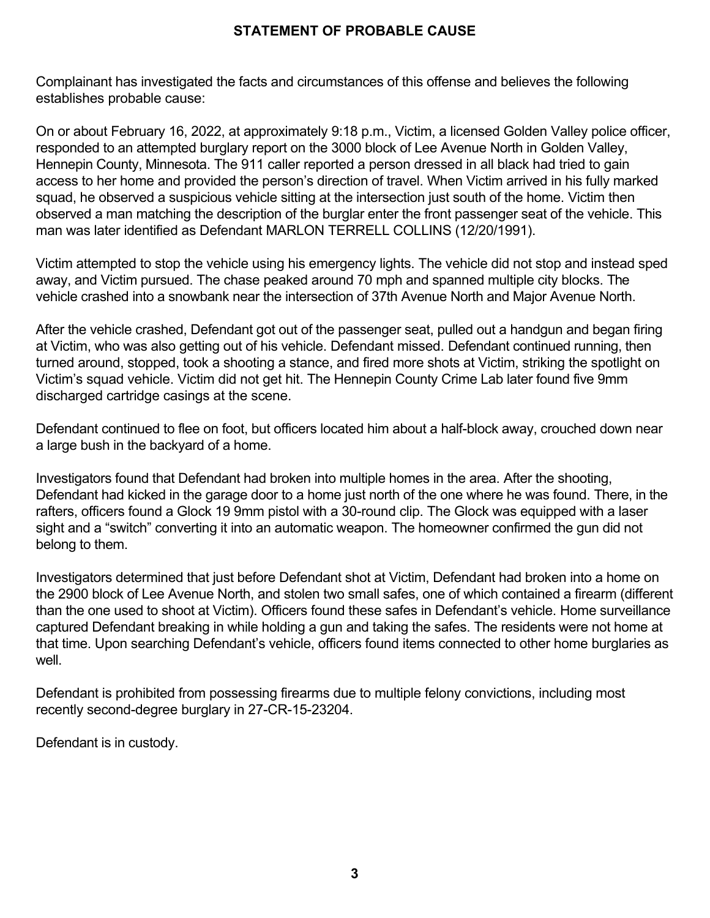## STATEMENT OF PROBABLE CAUSE

Complainant has investigated the facts and circumstances of this offense and believes the following establishes probable cause:

On or about February 16, 2022, at approximately 9:18 p.m., Victim, a licensed Golden Valley police officer, responded to an attempted burglary report on the 3000 block of Lee Avenue North in Golden Valley, Hennepin County, Minnesota. The 911 caller reported a person dressed in all black had tried to gain access to her home and provided the person's direction of travel. When Victim arrived in his fully marked squad, he observed a suspicious vehicle sitting at the intersection just south of the home. Victim then observed a man matching the description of the burglar enter the front passenger seat of the vehicle. This man was later identified as Defendant MARLON TERRELL COLLINS (12/20/1991).

Victim attempted to stop the vehicle using his emergency lights. The vehicle did not stop and instead sped away, and Victim pursued. The chase peaked around 70 mph and spanned multiple city blocks. The vehicle crashed into a snowbank near the intersection of 37th Avenue North and Major Avenue North.

After the vehicle crashed, Defendant got out of the passenger seat, pulled out a handgun and began firing at Victim, who was also getting out of his vehicle. Defendant missed. Defendant continued running, then turned around, stopped, took a shooting a stance, and fired more shots at Victim, striking the spotlight on Victim's squad vehicle. Victim did not get hit. The Hennepin County Crime Lab later found five 9mm discharged cartridge casings at the scene.

Defendant continued to flee on foot, but officers located him about a half-block away, crouched down near a large bush in the backyard of a home.

Investigators found that Defendant had broken into multiple homes in the area. After the shooting, Defendant had kicked in the garage door to a home just north of the one where he was found. There, in the rafters, officers found a Glock 19 9mm pistol with a 30-round clip. The Glock was equipped with a laser sight and a "switch" converting it into an automatic weapon. The homeowner confirmed the gun did not belong to them.

Investigators determined that just before Defendant shot at Victim, Defendant had broken into a home on the 2900 block of Lee Avenue North, and stolen two small safes, one of which contained a firearm (different than the one used to shoot at Victim). Officers found these safes in Defendant's vehicle. Home surveillance captured Defendant breaking in while holding a gun and taking the safes. The residents were not home at that time. Upon searching Defendant's vehicle, officers found items connected to other home burglaries as well.

Defendant is prohibited from possessing firearms due to multiple felony convictions, including most recently second-degree burglary in 27-CR-15-23204.

Defendant is in custody.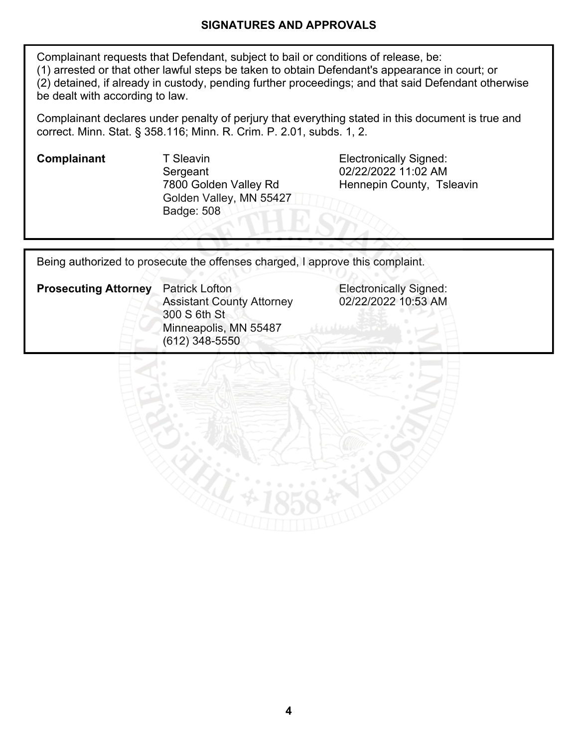## SIGNATURES AND APPROVALS

Complainant requests that Defendant, subject to bail or conditions of release, be:
(1) arrested or that other lawful steps be taken to obtain Defendant's appearance in court; or
(2) detained, if already in custody, pending further proceedings; and that said Defendant otherwise be dealt with according to law.

Complainant declares under penalty of perjury that everything stated in this document is true and correct. Minn. Stat. § 358.116; Minn. R. Crim. P. 2.01, subds. 1, 2.

| | | |
|---|---|---|
| **Complainant** | T Sleavin<br>Sergeant<br>7800 Golden Valley Rd<br>Golden Valley, MN 55427<br>Badge: 508 | Electronically Signed:<br>02/22/2022 11:02 AM<br>Hennepin County, Tsleavin |

Being authorized to prosecute the offenses charged, I approve this complaint.

| | | |
|---|---|---|
| **Prosecuting Attorney** | Patrick Lofton<br>Assistant County Attorney<br>300 S 6th St<br>Minneapolis, MN 55487<br>(612) 348-5550 | Electronically Signed:<br>02/22/2022 10:53 AM |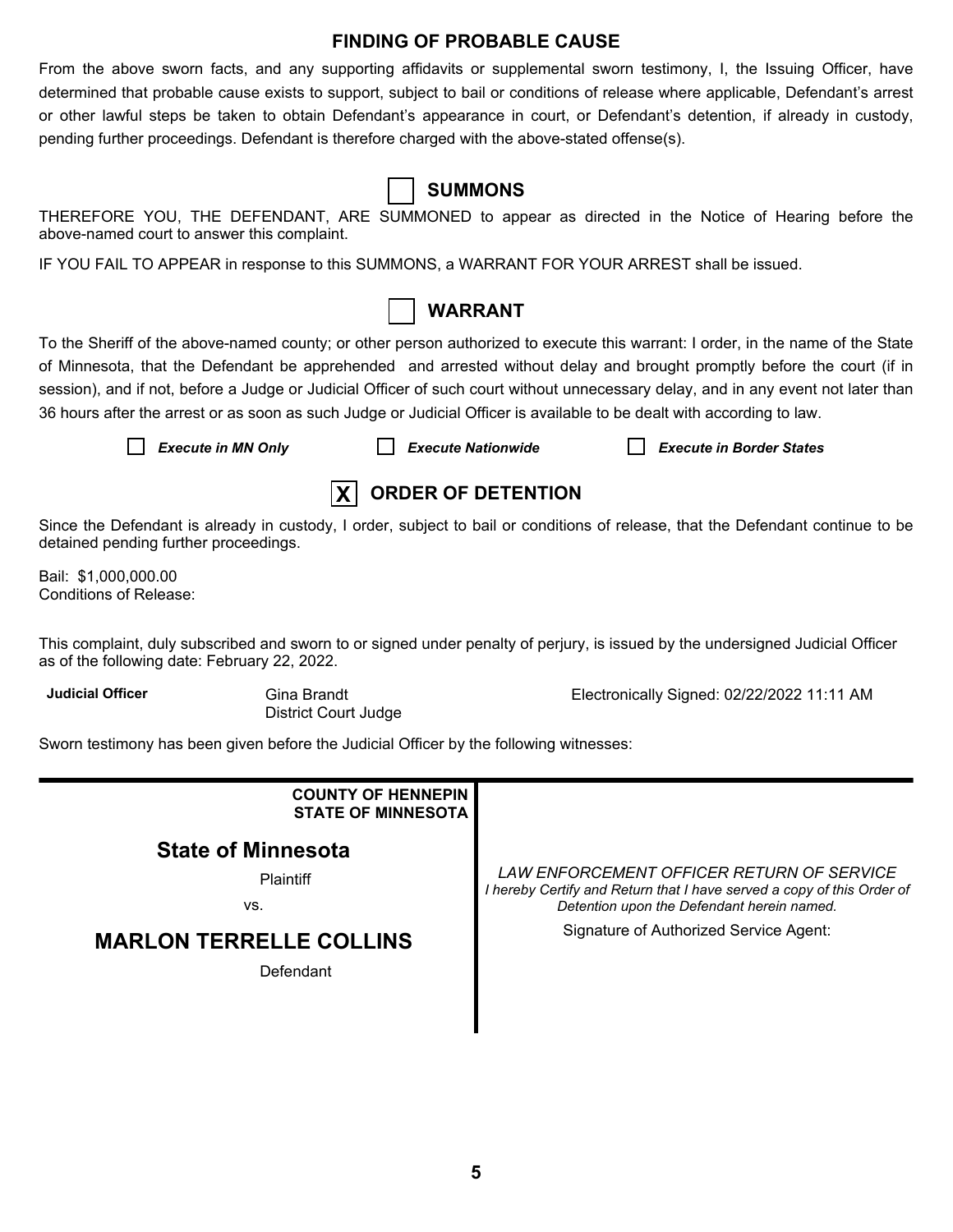## FINDING OF PROBABLE CAUSE

From the above sworn facts, and any supporting affidavits or supplemental sworn testimony, I, the Issuing Officer, have determined that probable cause exists to support, subject to bail or conditions of release where applicable, Defendant's arrest or other lawful steps be taken to obtain Defendant's appearance in court, or Defendant's detention, if already in custody, pending further proceedings. Defendant is therefore charged with the above-stated offense(s).

## ☐ SUMMONS

THEREFORE YOU, THE DEFENDANT, ARE SUMMONED to appear as directed in the Notice of Hearing before the above-named court to answer this complaint.

IF YOU FAIL TO APPEAR in response to this SUMMONS, a WARRANT FOR YOUR ARREST shall be issued.

## ☐ WARRANT

To the Sheriff of the above-named county; or other person authorized to execute this warrant: I order, in the name of the State of Minnesota, that the Defendant be apprehended and arrested without delay and brought promptly before the court (if in session), and if not, before a Judge or Judicial Officer of such court without unnecessary delay, and in any event not later than 36 hours after the arrest or as soon as such Judge or Judicial Officer is available to be dealt with according to law.

☐ ***Execute in MN Only*** ☐ ***Execute Nationwide*** ☐ ***Execute in Border States***

## ☒ ORDER OF DETENTION

Since the Defendant is already in custody, I order, subject to bail or conditions of release, that the Defendant continue to be detained pending further proceedings.

Bail: $1,000,000.00
Conditions of Release:

This complaint, duly subscribed and sworn to or signed under penalty of perjury, is issued by the undersigned Judicial Officer as of the following date: February 22, 2022.

**Judicial Officer** Gina Brandt
District Court Judge

Electronically Signed: 02/22/2022 11:11 AM

Sworn testimony has been given before the Judicial Officer by the following witnesses:

---

**COUNTY OF HENNEPIN**
**STATE OF MINNESOTA**

**State of Minnesota**

Plaintiff

vs.

**MARLON TERRELLE COLLINS**

Defendant

*LAW ENFORCEMENT OFFICER RETURN OF SERVICE*
*I hereby Certify and Return that I have served a copy of this Order of Detention upon the Defendant herein named.*

Signature of Authorized Service Agent: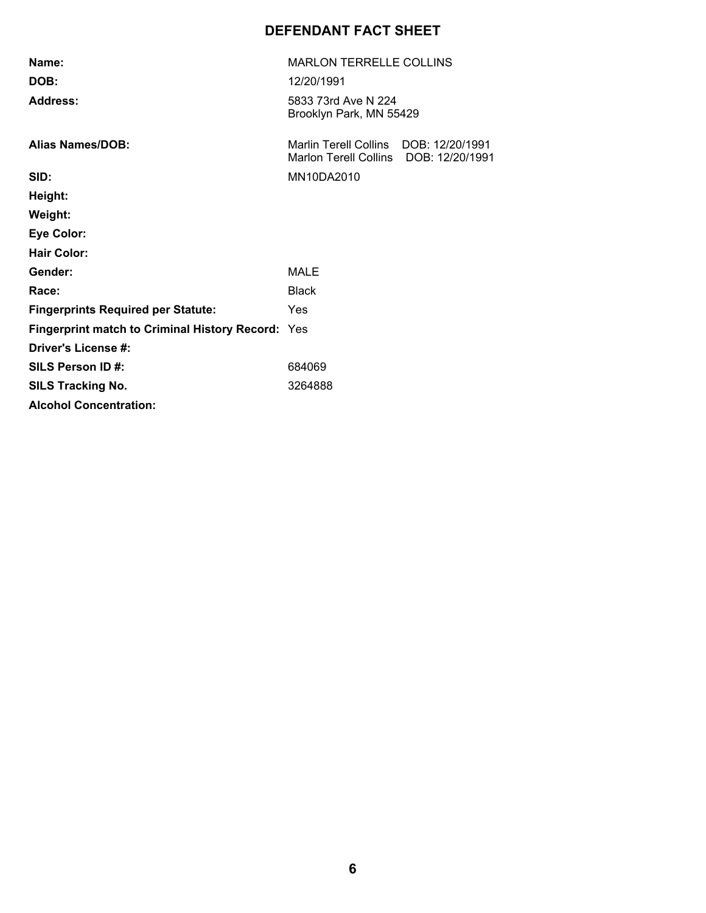# DEFENDANT FACT SHEET

| | |
|---|---|
| **Name:** | MARLON TERRELLE COLLINS |
| **DOB:** | 12/20/1991 |
| **Address:** | 5833 73rd Ave N 224<br>Brooklyn Park, MN 55429 |
| **Alias Names/DOB:** | Marlin Terell Collins DOB: 12/20/1991<br>Marlon Terell Collins DOB: 12/20/1991 |
| **SID:** | MN10DA2010 |
| **Height:** | |
| **Weight:** | |
| **Eye Color:** | |
| **Hair Color:** | |
| **Gender:** | MALE |
| **Race:** | Black |
| **Fingerprints Required per Statute:** | Yes |
| **Fingerprint match to Criminal History Record:** | Yes |
| **Driver's License #:** | |
| **SILS Person ID #:** | 684069 |
| **SILS Tracking No.** | 3264888 |
| **Alcohol Concentration:** | |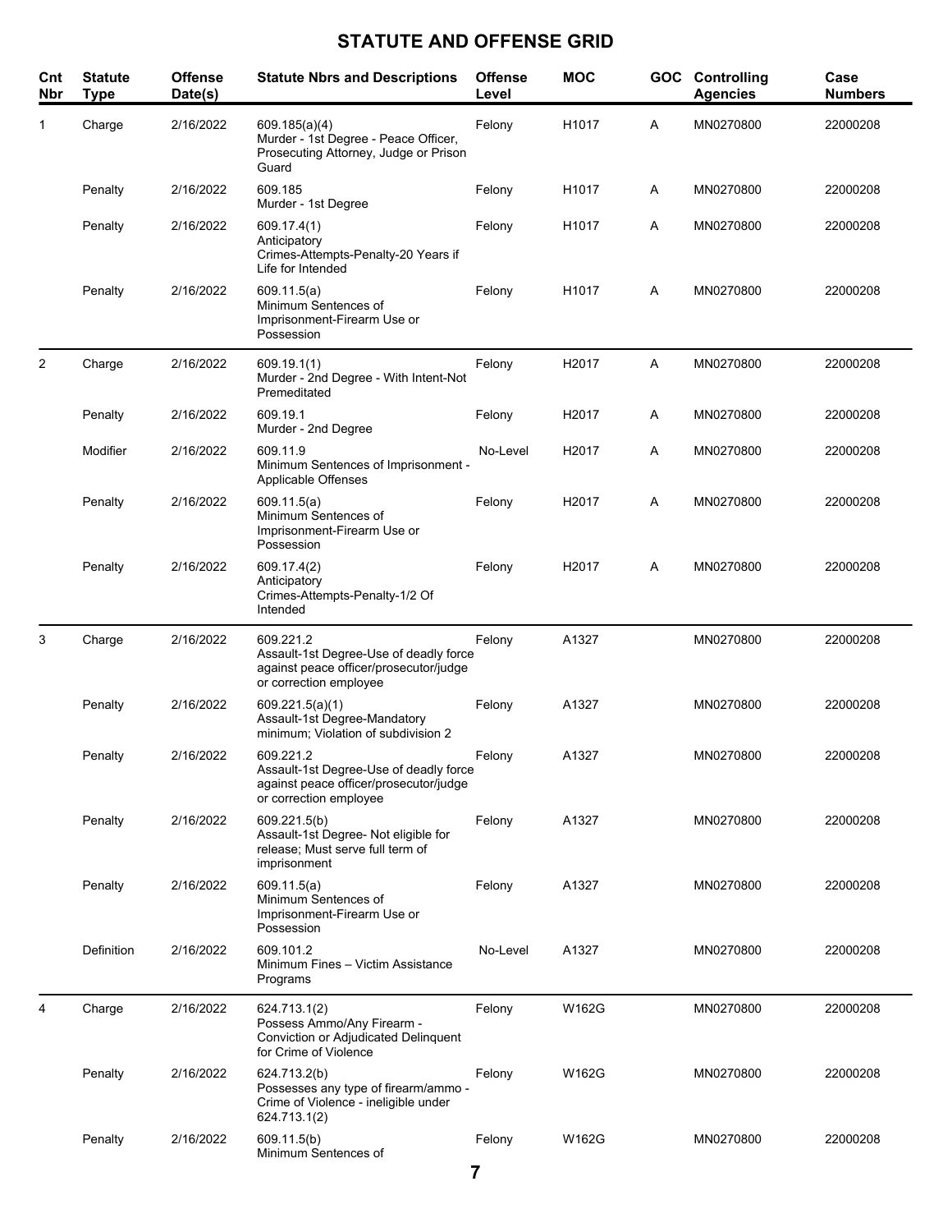# STATUTE AND OFFENSE GRID

| Cnt Nbr | Statute Type | Offense Date(s) | Statute Nbrs and Descriptions | Offense Level | MOC | GOC | Controlling Agencies | Case Numbers |
|---|---|---|---|---|---|---|---|---|
| 1 | Charge | 2/16/2022 | 609.185(a)(4) Murder - 1st Degree - Peace Officer, Prosecuting Attorney, Judge or Prison Guard | Felony | H1017 | A | MN0270800 | 22000208 |
| | Penalty | 2/16/2022 | 609.185 Murder - 1st Degree | Felony | H1017 | A | MN0270800 | 22000208 |
| | Penalty | 2/16/2022 | 609.17.4(1) Anticipatory Crimes-Attempts-Penalty-20 Years if Life for Intended | Felony | H1017 | A | MN0270800 | 22000208 |
| | Penalty | 2/16/2022 | 609.11.5(a) Minimum Sentences of Imprisonment-Firearm Use or Possession | Felony | H1017 | A | MN0270800 | 22000208 |
| 2 | Charge | 2/16/2022 | 609.19.1(1) Murder - 2nd Degree - With Intent-Not Premeditated | Felony | H2017 | A | MN0270800 | 22000208 |
| | Penalty | 2/16/2022 | 609.19.1 Murder - 2nd Degree | Felony | H2017 | A | MN0270800 | 22000208 |
| | Modifier | 2/16/2022 | 609.11.9 Minimum Sentences of Imprisonment - Applicable Offenses | No-Level | H2017 | A | MN0270800 | 22000208 |
| | Penalty | 2/16/2022 | 609.11.5(a) Minimum Sentences of Imprisonment-Firearm Use or Possession | Felony | H2017 | A | MN0270800 | 22000208 |
| | Penalty | 2/16/2022 | 609.17.4(2) Anticipatory Crimes-Attempts-Penalty-1/2 Of Intended | Felony | H2017 | A | MN0270800 | 22000208 |
| 3 | Charge | 2/16/2022 | 609.221.2 Assault-1st Degree-Use of deadly force against peace officer/prosecutor/judge or correction employee | Felony | A1327 | | MN0270800 | 22000208 |
| | Penalty | 2/16/2022 | 609.221.5(a)(1) Assault-1st Degree-Mandatory minimum; Violation of subdivision 2 | Felony | A1327 | | MN0270800 | 22000208 |
| | Penalty | 2/16/2022 | 609.221.2 Assault-1st Degree-Use of deadly force against peace officer/prosecutor/judge or correction employee | Felony | A1327 | | MN0270800 | 22000208 |
| | Penalty | 2/16/2022 | 609.221.5(b) Assault-1st Degree- Not eligible for release; Must serve full term of imprisonment | Felony | A1327 | | MN0270800 | 22000208 |
| | Penalty | 2/16/2022 | 609.11.5(a) Minimum Sentences of Imprisonment-Firearm Use or Possession | Felony | A1327 | | MN0270800 | 22000208 |
| | Definition | 2/16/2022 | 609.101.2 Minimum Fines – Victim Assistance Programs | No-Level | A1327 | | MN0270800 | 22000208 |
| 4 | Charge | 2/16/2022 | 624.713.1(2) Possess Ammo/Any Firearm - Conviction or Adjudicated Delinquent for Crime of Violence | Felony | W162G | | MN0270800 | 22000208 |
| | Penalty | 2/16/2022 | 624.713.2(b) Possesses any type of firearm/ammo - Crime of Violence - ineligible under 624.713.1(2) | Felony | W162G | | MN0270800 | 22000208 |
| | Penalty | 2/16/2022 | 609.11.5(b) Minimum Sentences of | Felony | W162G | | MN0270800 | 22000208 |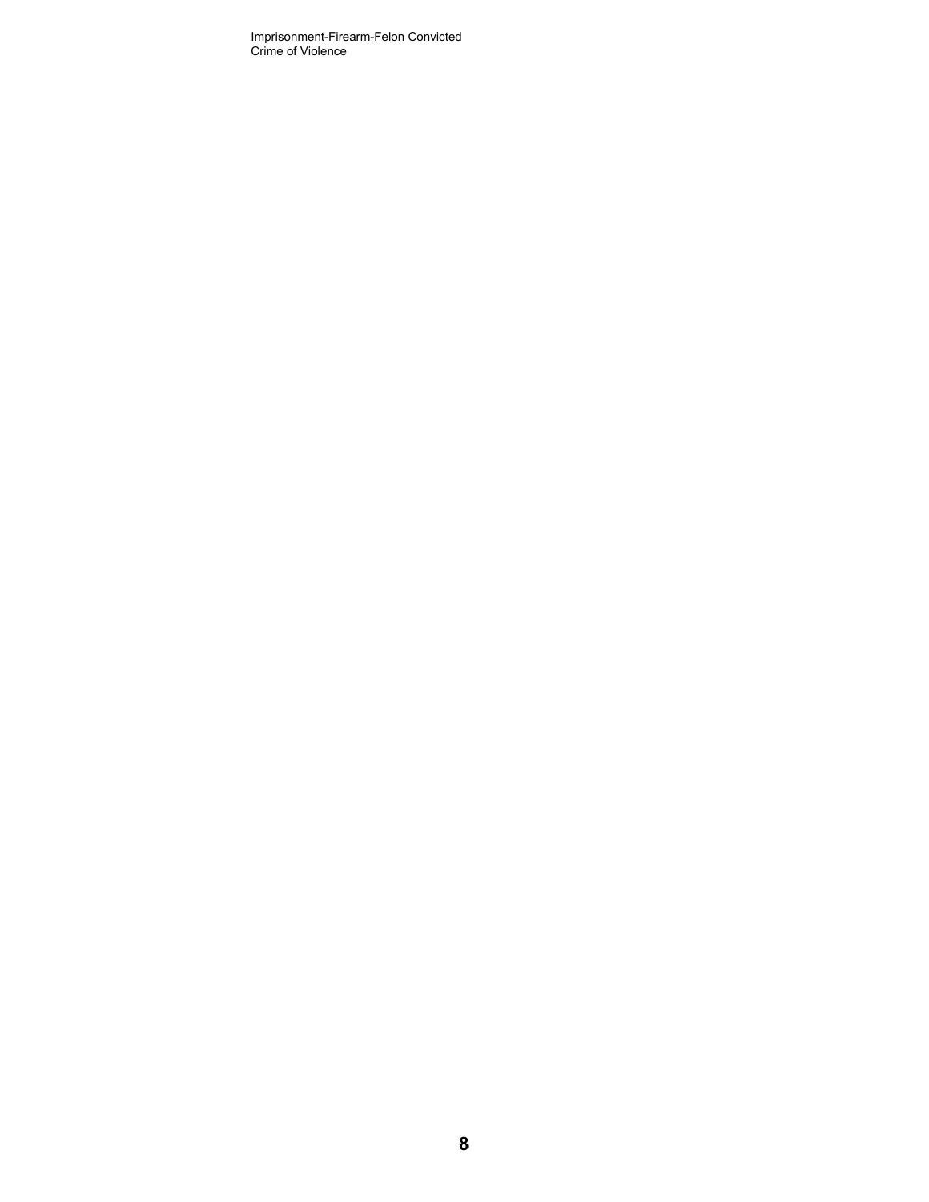Imprisonment-Firearm-Felon Convicted
Crime of Violence